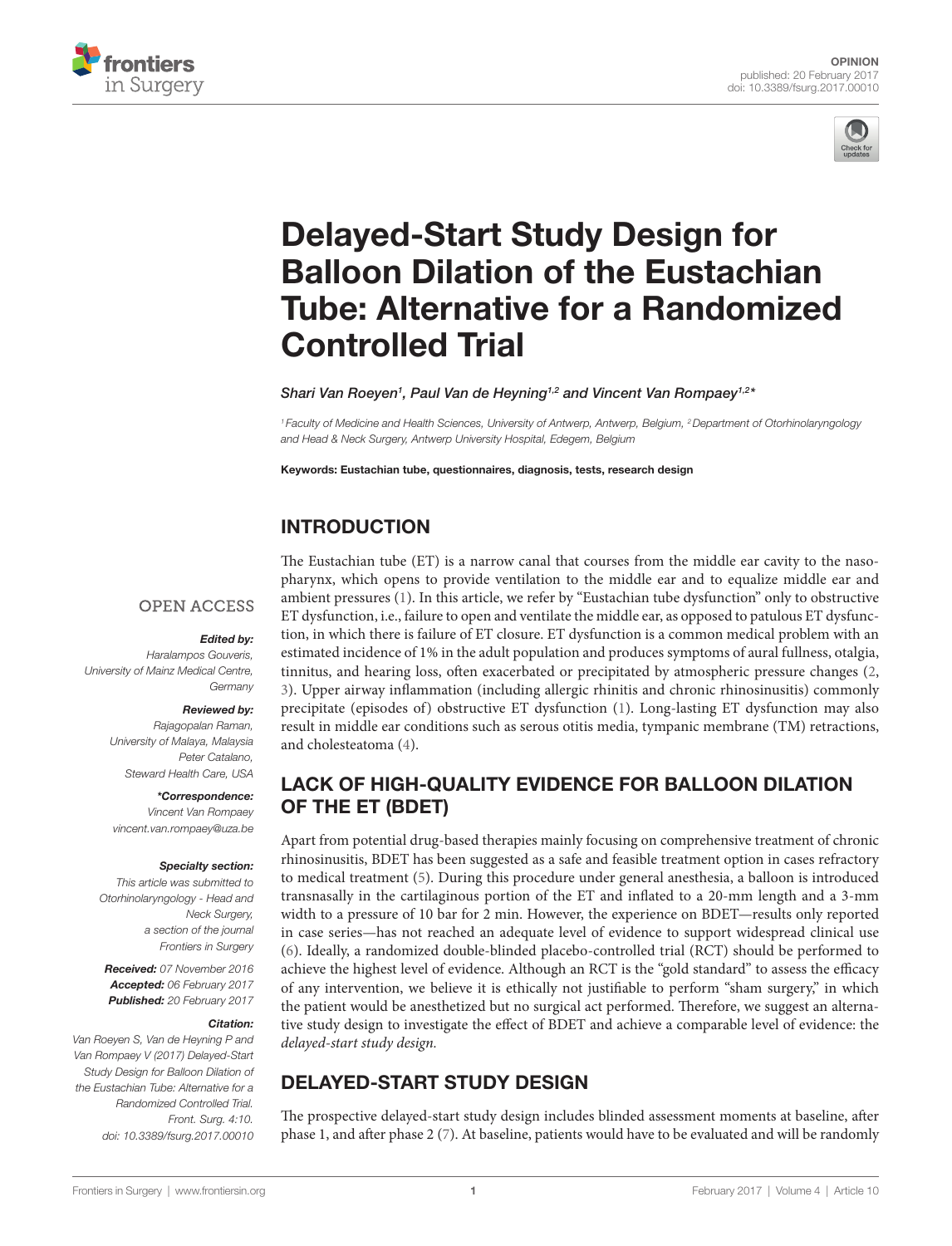OPINION
published: 20 February 2017
doi: 10.3389/fsurg.2017.00010

# Delayed-Start Study Design for Balloon Dilation of the Eustachian Tube: Alternative for a Randomized Controlled Trial

*Shari Van Roeyen[1], Paul Van de Heyning[1,2] and Vincent Van Rompaey[1,2]\**

[1] Faculty of Medicine and Health Sciences, University of Antwerp, Antwerp, Belgium, [2] Department of Otorhinolaryngology and Head & Neck Surgery, Antwerp University Hospital, Edegem, Belgium

**Keywords: Eustachian tube, questionnaires, diagnosis, tests, research design**

OPEN ACCESS

***Edited by:***
*Haralampos Gouveris, University of Mainz Medical Centre, Germany*

***Reviewed by:***
*Rajagopalan Raman, University of Malaya, Malaysia*
*Peter Catalano, Steward Health Care, USA*

***\*Correspondence:***
*Vincent Van Rompaey*
*vincent.van.rompaey@uza.be*

***Specialty section:***
*This article was submitted to Otorhinolaryngology - Head and Neck Surgery, a section of the journal Frontiers in Surgery*

***Received:*** *07 November 2016*
***Accepted:*** *06 February 2017*
***Published:*** *20 February 2017*

***Citation:***
*Van Roeyen S, Van de Heyning P and Van Rompaey V (2017) Delayed-Start Study Design for Balloon Dilation of the Eustachian Tube: Alternative for a Randomized Controlled Trial. Front. Surg. 4:10. doi: 10.3389/fsurg.2017.00010*

## INTRODUCTION

The Eustachian tube (ET) is a narrow canal that courses from the middle ear cavity to the nasopharynx, which opens to provide ventilation to the middle ear and to equalize middle ear and ambient pressures (1). In this article, we refer by "Eustachian tube dysfunction" only to obstructive ET dysfunction, i.e., failure to open and ventilate the middle ear, as opposed to patulous ET dysfunction, in which there is failure of ET closure. ET dysfunction is a common medical problem with an estimated incidence of 1% in the adult population and produces symptoms of aural fullness, otalgia, tinnitus, and hearing loss, often exacerbated or precipitated by atmospheric pressure changes (2, 3). Upper airway inflammation (including allergic rhinitis and chronic rhinosinusitis) commonly precipitate (episodes of) obstructive ET dysfunction (1). Long-lasting ET dysfunction may also result in middle ear conditions such as serous otitis media, tympanic membrane (TM) retractions, and cholesteatoma (4).

## LACK OF HIGH-QUALITY EVIDENCE FOR BALLOON DILATION OF THE ET (BDET)

Apart from potential drug-based therapies mainly focusing on comprehensive treatment of chronic rhinosinusitis, BDET has been suggested as a safe and feasible treatment option in cases refractory to medical treatment (5). During this procedure under general anesthesia, a balloon is introduced transnasally in the cartilaginous portion of the ET and inflated to a 20-mm length and a 3-mm width to a pressure of 10 bar for 2 min. However, the experience on BDET—results only reported in case series—has not reached an adequate level of evidence to support widespread clinical use (6). Ideally, a randomized double-blinded placebo-controlled trial (RCT) should be performed to achieve the highest level of evidence. Although an RCT is the "gold standard" to assess the efficacy of any intervention, we believe it is ethically not justifiable to perform "sham surgery," in which the patient would be anesthetized but no surgical act performed. Therefore, we suggest an alternative study design to investigate the effect of BDET and achieve a comparable level of evidence: the *delayed-start study design.*

## DELAYED-START STUDY DESIGN

The prospective delayed-start study design includes blinded assessment moments at baseline, after phase 1, and after phase 2 (7). At baseline, patients would have to be evaluated and will be randomly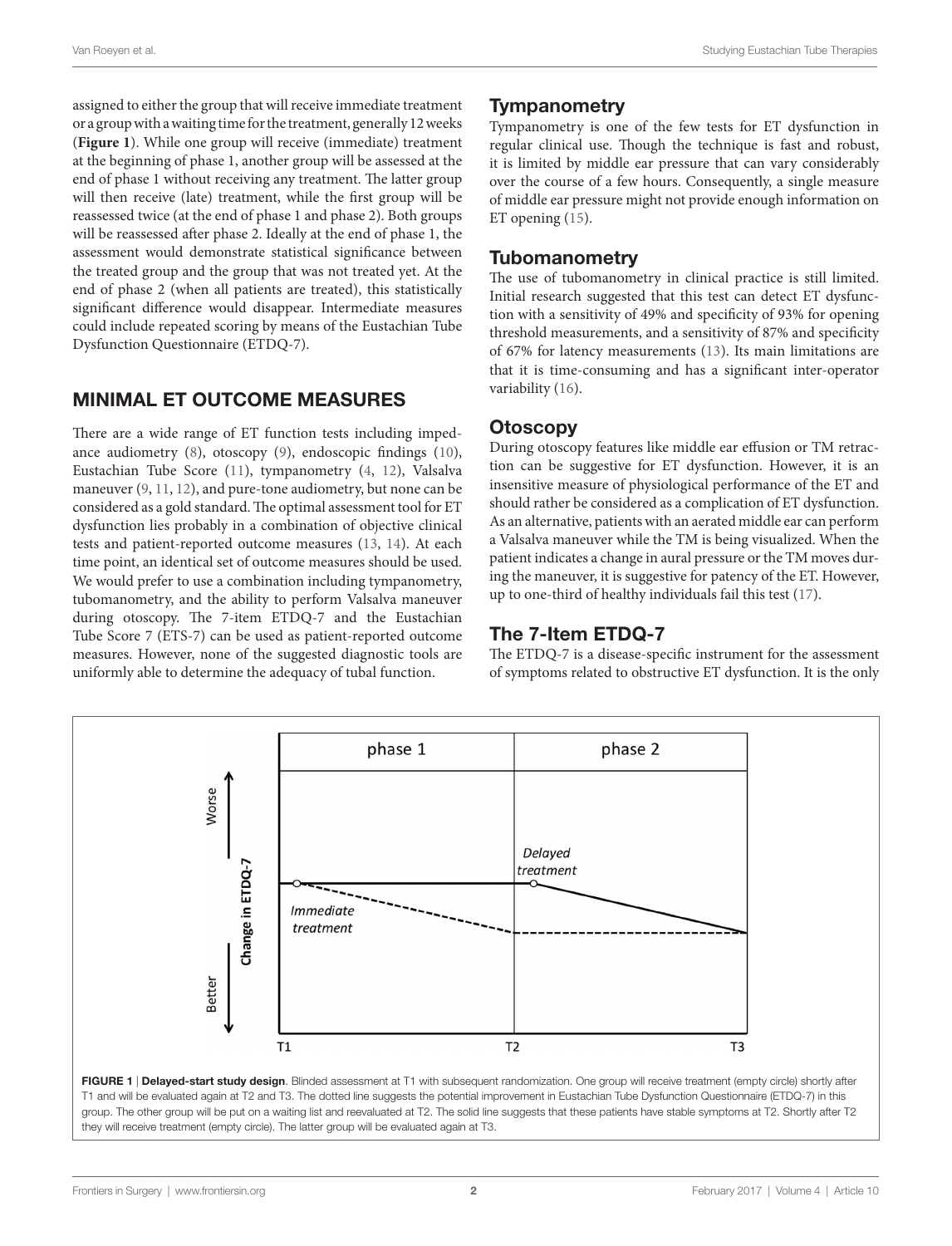assigned to either the group that will receive immediate treatment or a group with a waiting time for the treatment, generally 12 weeks (**Figure 1**). While one group will receive (immediate) treatment at the beginning of phase 1, another group will be assessed at the end of phase 1 without receiving any treatment. The latter group will then receive (late) treatment, while the first group will be reassessed twice (at the end of phase 1 and phase 2). Both groups will be reassessed after phase 2. Ideally at the end of phase 1, the assessment would demonstrate statistical significance between the treated group and the group that was not treated yet. At the end of phase 2 (when all patients are treated), this statistically significant difference would disappear. Intermediate measures could include repeated scoring by means of the Eustachian Tube Dysfunction Questionnaire (ETDQ-7).

## MINIMAL ET OUTCOME MEASURES

There are a wide range of ET function tests including impedance audiometry (8), otoscopy (9), endoscopic findings (10), Eustachian Tube Score (11), tympanometry (4, 12), Valsalva maneuver (9, 11, 12), and pure-tone audiometry, but none can be considered as a gold standard. The optimal assessment tool for ET dysfunction lies probably in a combination of objective clinical tests and patient-reported outcome measures (13, 14). At each time point, an identical set of outcome measures should be used. We would prefer to use a combination including tympanometry, tubomanometry, and the ability to perform Valsalva maneuver during otoscopy. The 7-item ETDQ-7 and the Eustachian Tube Score 7 (ETS-7) can be used as patient-reported outcome measures. However, none of the suggested diagnostic tools are uniformly able to determine the adequacy of tubal function.

### Tympanometry

Tympanometry is one of the few tests for ET dysfunction in regular clinical use. Though the technique is fast and robust, it is limited by middle ear pressure that can vary considerably over the course of a few hours. Consequently, a single measure of middle ear pressure might not provide enough information on ET opening (15).

### Tubomanometry

The use of tubomanometry in clinical practice is still limited. Initial research suggested that this test can detect ET dysfunction with a sensitivity of 49% and specificity of 93% for opening threshold measurements, and a sensitivity of 87% and specificity of 67% for latency measurements (13). Its main limitations are that it is time-consuming and has a significant inter-operator variability (16).

### Otoscopy

During otoscopy features like middle ear effusion or TM retraction can be suggestive for ET dysfunction. However, it is an insensitive measure of physiological performance of the ET and should rather be considered as a complication of ET dysfunction. As an alternative, patients with an aerated middle ear can perform a Valsalva maneuver while the TM is being visualized. When the patient indicates a change in aural pressure or the TM moves during the maneuver, it is suggestive for patency of the ET. However, up to one-third of healthy individuals fail this test (17).

### The 7-Item ETDQ-7

The ETDQ-7 is a disease-specific instrument for the assessment of symptoms related to obstructive ET dysfunction. It is the only

**FIGURE 1** | **Delayed-start study design**. Blinded assessment at T1 with subsequent randomization. One group will receive treatment (empty circle) shortly after T1 and will be evaluated again at T2 and T3. The dotted line suggests the potential improvement in Eustachian Tube Dysfunction Questionnaire (ETDQ-7) in this group. The other group will be put on a waiting list and reevaluated at T2. The solid line suggests that these patients have stable symptoms at T2. Shortly after T2 they will receive treatment (empty circle). The latter group will be evaluated again at T3.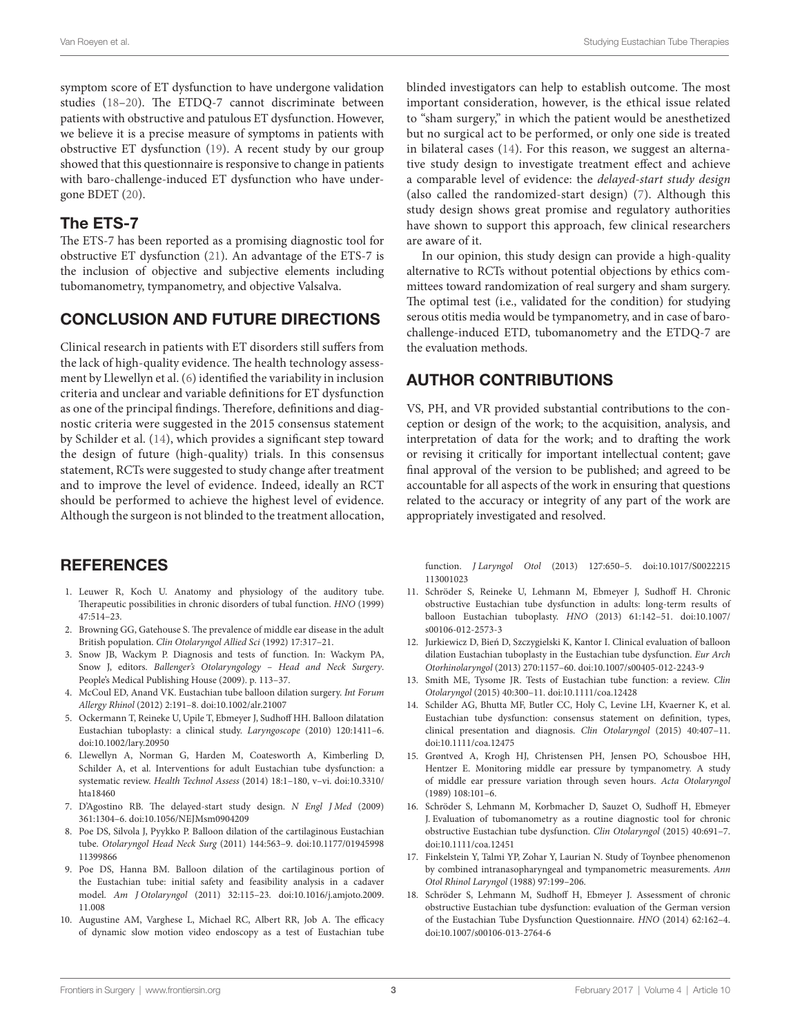symptom score of ET dysfunction to have undergone validation studies (18–20). The ETDQ-7 cannot discriminate between patients with obstructive and patulous ET dysfunction. However, we believe it is a precise measure of symptoms in patients with obstructive ET dysfunction (19). A recent study by our group showed that this questionnaire is responsive to change in patients with baro-challenge-induced ET dysfunction who have undergone BDET (20).

### The ETS-7

The ETS-7 has been reported as a promising diagnostic tool for obstructive ET dysfunction (21). An advantage of the ETS-7 is the inclusion of objective and subjective elements including tubomanometry, tympanometry, and objective Valsalva.

## CONCLUSION AND FUTURE DIRECTIONS

Clinical research in patients with ET disorders still suffers from the lack of high-quality evidence. The health technology assessment by Llewellyn et al. (6) identified the variability in inclusion criteria and unclear and variable definitions for ET dysfunction as one of the principal findings. Therefore, definitions and diagnostic criteria were suggested in the 2015 consensus statement by Schilder et al. (14), which provides a significant step toward the design of future (high-quality) trials. In this consensus statement, RCTs were suggested to study change after treatment and to improve the level of evidence. Indeed, ideally an RCT should be performed to achieve the highest level of evidence. Although the surgeon is not blinded to the treatment allocation, blinded investigators can help to establish outcome. The most important consideration, however, is the ethical issue related to "sham surgery," in which the patient would be anesthetized but no surgical act to be performed, or only one side is treated in bilateral cases (14). For this reason, we suggest an alternative study design to investigate treatment effect and achieve a comparable level of evidence: the *delayed-start study design* (also called the randomized-start design) (7). Although this study design shows great promise and regulatory authorities have shown to support this approach, few clinical researchers are aware of it.

In our opinion, this study design can provide a high-quality alternative to RCTs without potential objections by ethics committees toward randomization of real surgery and sham surgery. The optimal test (i.e., validated for the condition) for studying serous otitis media would be tympanometry, and in case of baro-challenge-induced ETD, tubomanometry and the ETDQ-7 are the evaluation methods.

## AUTHOR CONTRIBUTIONS

VS, PH, and VR provided substantial contributions to the conception or design of the work; to the acquisition, analysis, and interpretation of data for the work; and to drafting the work or revising it critically for important intellectual content; gave final approval of the version to be published; and agreed to be accountable for all aspects of the work in ensuring that questions related to the accuracy or integrity of any part of the work are appropriately investigated and resolved.

## REFERENCES

1. Leuwer R, Koch U. Anatomy and physiology of the auditory tube. Therapeutic possibilities in chronic disorders of tubal function. *HNO* (1999) 47:514–23.
2. Browning GG, Gatehouse S. The prevalence of middle ear disease in the adult British population. *Clin Otolaryngol Allied Sci* (1992) 17:317–21.
3. Snow JB, Wackym P. Diagnosis and tests of function. In: Wackym PA, Snow J, editors. *Ballenger's Otolaryngology – Head and Neck Surgery*. People's Medical Publishing House (2009). p. 113–37.
4. McCoul ED, Anand VK. Eustachian tube balloon dilation surgery. *Int Forum Allergy Rhinol* (2012) 2:191–8. doi:10.1002/alr.21007
5. Ockermann T, Reineke U, Upile T, Ebmeyer J, Sudhoff HH. Balloon dilatation Eustachian tuboplasty: a clinical study. *Laryngoscope* (2010) 120:1411–6. doi:10.1002/lary.20950
6. Llewellyn A, Norman G, Harden M, Coatesworth A, Kimberling D, Schilder A, et al. Interventions for adult Eustachian tube dysfunction: a systematic review. *Health Technol Assess* (2014) 18:1–180, v–vi. doi:10.3310/hta18460
7. D'Agostino RB. The delayed-start study design. *N Engl J Med* (2009) 361:1304–6. doi:10.1056/NEJMsm0904209
8. Poe DS, Silvola J, Pyykko P. Balloon dilation of the cartilaginous Eustachian tube. *Otolaryngol Head Neck Surg* (2011) 144:563–9. doi:10.1177/0194599811399866
9. Poe DS, Hanna BM. Balloon dilation of the cartilaginous portion of the Eustachian tube: initial safety and feasibility analysis in a cadaver model. *Am J Otolaryngol* (2011) 32:115–23. doi:10.1016/j.amjoto.2009.11.008
10. Augustine AM, Varghese L, Michael RC, Albert RR, Job A. The efficacy of dynamic slow motion video endoscopy as a test of Eustachian tube function. *J Laryngol Otol* (2013) 127:650–5. doi:10.1017/S0022215113001023
11. Schröder S, Reineke U, Lehmann M, Ebmeyer J, Sudhoff H. Chronic obstructive Eustachian tube dysfunction in adults: long-term results of balloon Eustachian tuboplasty. *HNO* (2013) 61:142–51. doi:10.1007/s00106-012-2573-3
12. Jurkiewicz D, Bień D, Szczygielski K, Kantor I. Clinical evaluation of balloon dilation Eustachian tuboplasty in the Eustachian tube dysfunction. *Eur Arch Otorhinolaryngol* (2013) 270:1157–60. doi:10.1007/s00405-012-2243-9
13. Smith ME, Tysome JR. Tests of Eustachian tube function: a review. *Clin Otolaryngol* (2015) 40:300–11. doi:10.1111/coa.12428
14. Schilder AG, Bhutta MF, Butler CC, Holy C, Levine LH, Kvaerner K, et al. Eustachian tube dysfunction: consensus statement on definition, types, clinical presentation and diagnosis. *Clin Otolaryngol* (2015) 40:407–11. doi:10.1111/coa.12475
15. Grøntved A, Krogh HJ, Christensen PH, Jensen PO, Schousboe HH, Hentzer E. Monitoring middle ear pressure by tympanometry. A study of middle ear pressure variation through seven hours. *Acta Otolaryngol* (1989) 108:101–6.
16. Schröder S, Lehmann M, Korbmacher D, Sauzet O, Sudhoff H, Ebmeyer J. Evaluation of tubomanometry as a routine diagnostic tool for chronic obstructive Eustachian tube dysfunction. *Clin Otolaryngol* (2015) 40:691–7. doi:10.1111/coa.12451
17. Finkelstein Y, Talmi YP, Zohar Y, Laurian N. Study of Toynbee phenomenon by combined intranasopharyngeal and tympanometric measurements. *Ann Otol Rhinol Laryngol* (1988) 97:199–206.
18. Schröder S, Lehmann M, Sudhoff H, Ebmeyer J. Assessment of chronic obstructive Eustachian tube dysfunction: evaluation of the German version of the Eustachian Tube Dysfunction Questionnaire. *HNO* (2014) 62:162–4. doi:10.1007/s00106-013-2764-6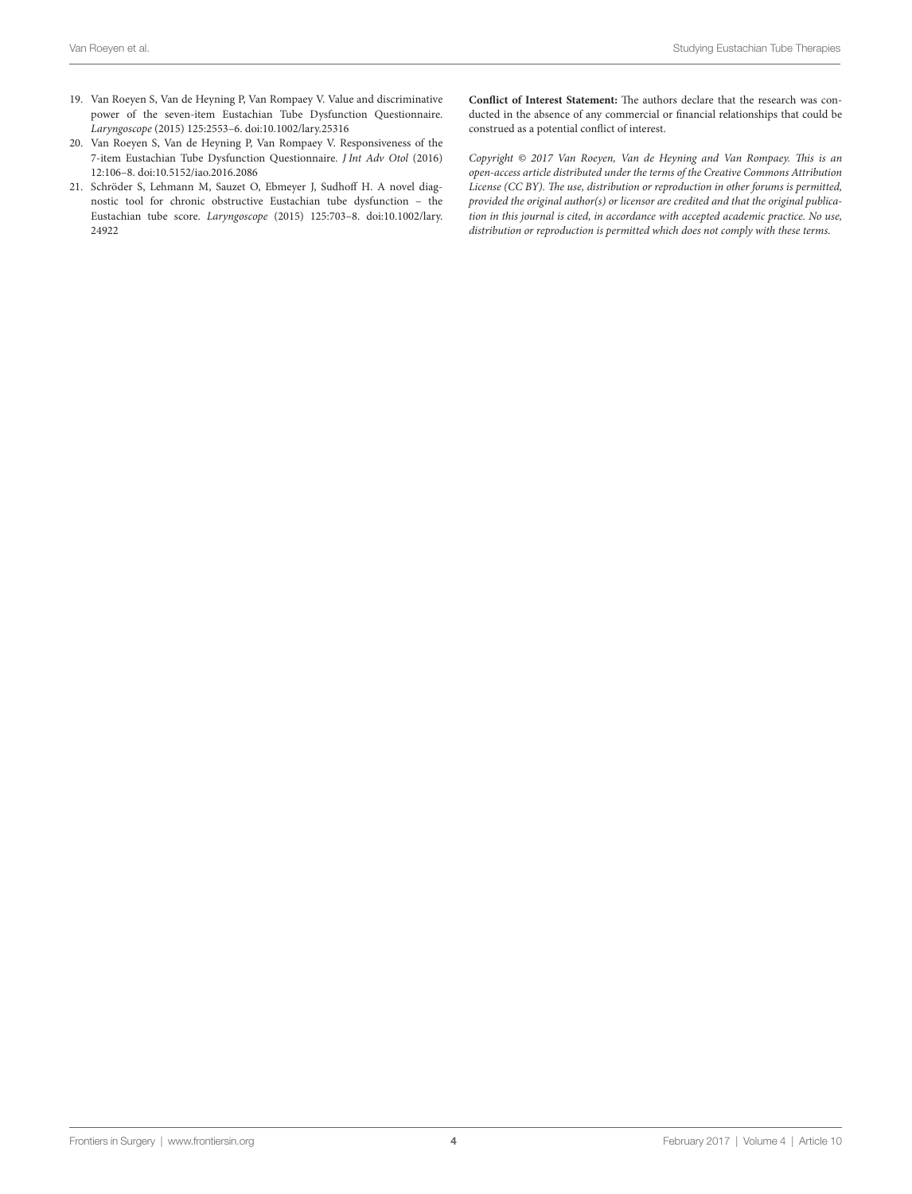19. Van Roeyen S, Van de Heyning P, Van Rompaey V. Value and discriminative power of the seven-item Eustachian Tube Dysfunction Questionnaire. *Laryngoscope* (2015) 125:2553–6. doi:10.1002/lary.25316
20. Van Roeyen S, Van de Heyning P, Van Rompaey V. Responsiveness of the 7-item Eustachian Tube Dysfunction Questionnaire. *J Int Adv Otol* (2016) 12:106–8. doi:10.5152/iao.2016.2086
21. Schröder S, Lehmann M, Sauzet O, Ebmeyer J, Sudhoff H. A novel diagnostic tool for chronic obstructive Eustachian tube dysfunction – the Eustachian tube score. *Laryngoscope* (2015) 125:703–8. doi:10.1002/lary.24922

**Conflict of Interest Statement:** The authors declare that the research was conducted in the absence of any commercial or financial relationships that could be construed as a potential conflict of interest.

*Copyright © 2017 Van Roeyen, Van de Heyning and Van Rompaey. This is an open-access article distributed under the terms of the Creative Commons Attribution License (CC BY). The use, distribution or reproduction in other forums is permitted, provided the original author(s) or licensor are credited and that the original publication in this journal is cited, in accordance with accepted academic practice. No use, distribution or reproduction is permitted which does not comply with these terms.*